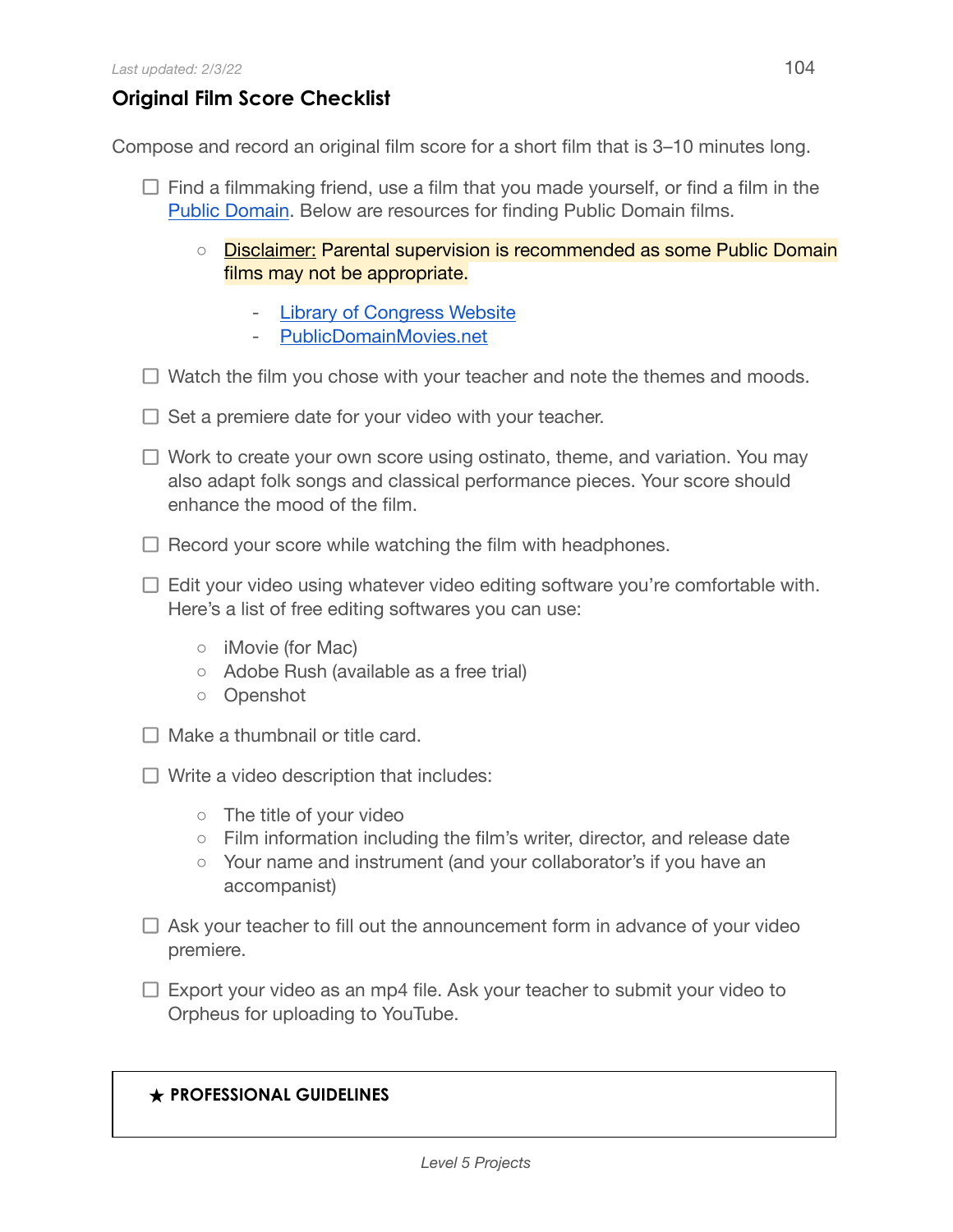*Last updated: 2/3/22*

## Original Film Score Checklist

Compose and record an original film score for a short film that is 3–10 minutes long.

- ☐ Find a filmmaking friend, use a film that you made yourself, or find a film in the Public Domain. Below are resources for finding Public Domain films.
    - Disclaimer: Parental supervision is recommended as some Public Domain films may not be appropriate.
        - Library of Congress Website
        - PublicDomainMovies.net
- ☐ Watch the film you chose with your teacher and note the themes and moods.
- ☐ Set a premiere date for your video with your teacher.
- ☐ Work to create your own score using ostinato, theme, and variation. You may also adapt folk songs and classical performance pieces. Your score should enhance the mood of the film.
- ☐ Record your score while watching the film with headphones.
- ☐ Edit your video using whatever video editing software you're comfortable with. Here's a list of free editing softwares you can use:
    - iMovie (for Mac)
    - Adobe Rush (available as a free trial)
    - Openshot
- ☐ Make a thumbnail or title card.
- ☐ Write a video description that includes:
    - The title of your video
    - Film information including the film's writer, director, and release date
    - Your name and instrument (and your collaborator's if you have an accompanist)
- ☐ Ask your teacher to fill out the announcement form in advance of your video premiere.
- ☐ Export your video as an mp4 file. Ask your teacher to submit your video to Orpheus for uploading to YouTube.

★ **PROFESSIONAL GUIDELINES**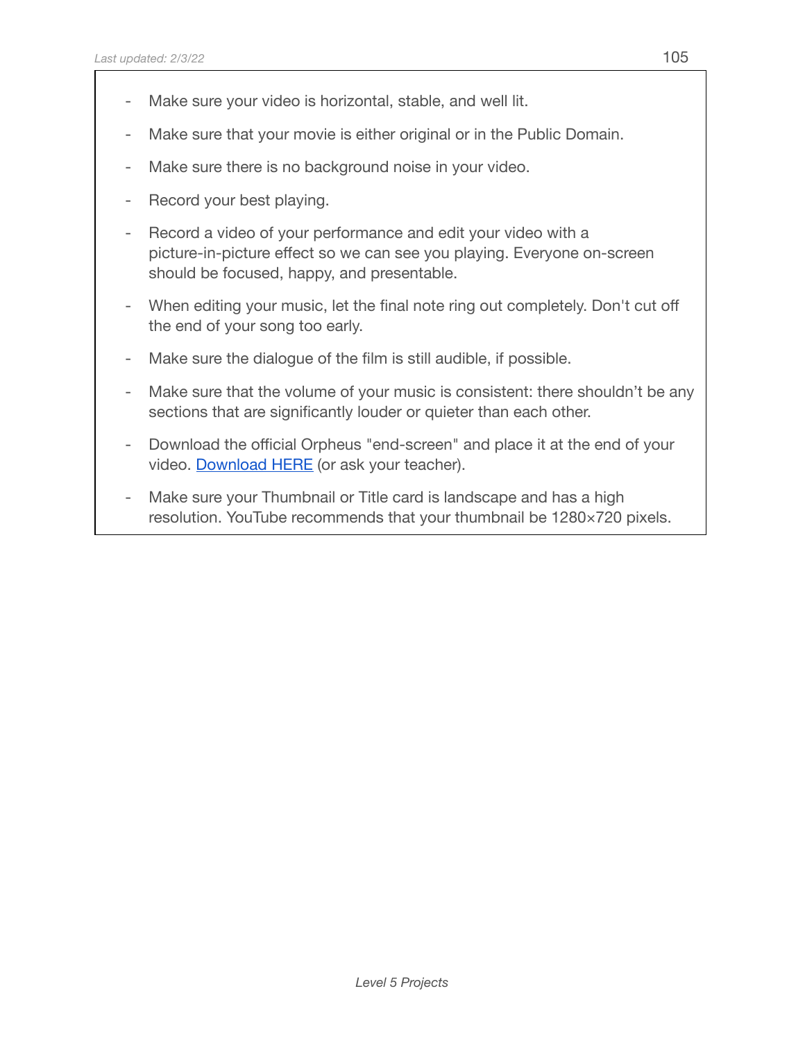- Make sure your video is horizontal, stable, and well lit.
- Make sure that your movie is either original or in the Public Domain.
- Make sure there is no background noise in your video.
- Record your best playing.
- Record a video of your performance and edit your video with a picture-in-picture effect so we can see you playing. Everyone on-screen should be focused, happy, and presentable.
- When editing your music, let the final note ring out completely. Don't cut off the end of your song too early.
- Make sure the dialogue of the film is still audible, if possible.
- Make sure that the volume of your music is consistent: there shouldn't be any sections that are significantly louder or quieter than each other.
- Download the official Orpheus "end-screen" and place it at the end of your video. Download HERE (or ask your teacher).
- Make sure your Thumbnail or Title card is landscape and has a high resolution. YouTube recommends that your thumbnail be 1280×720 pixels.